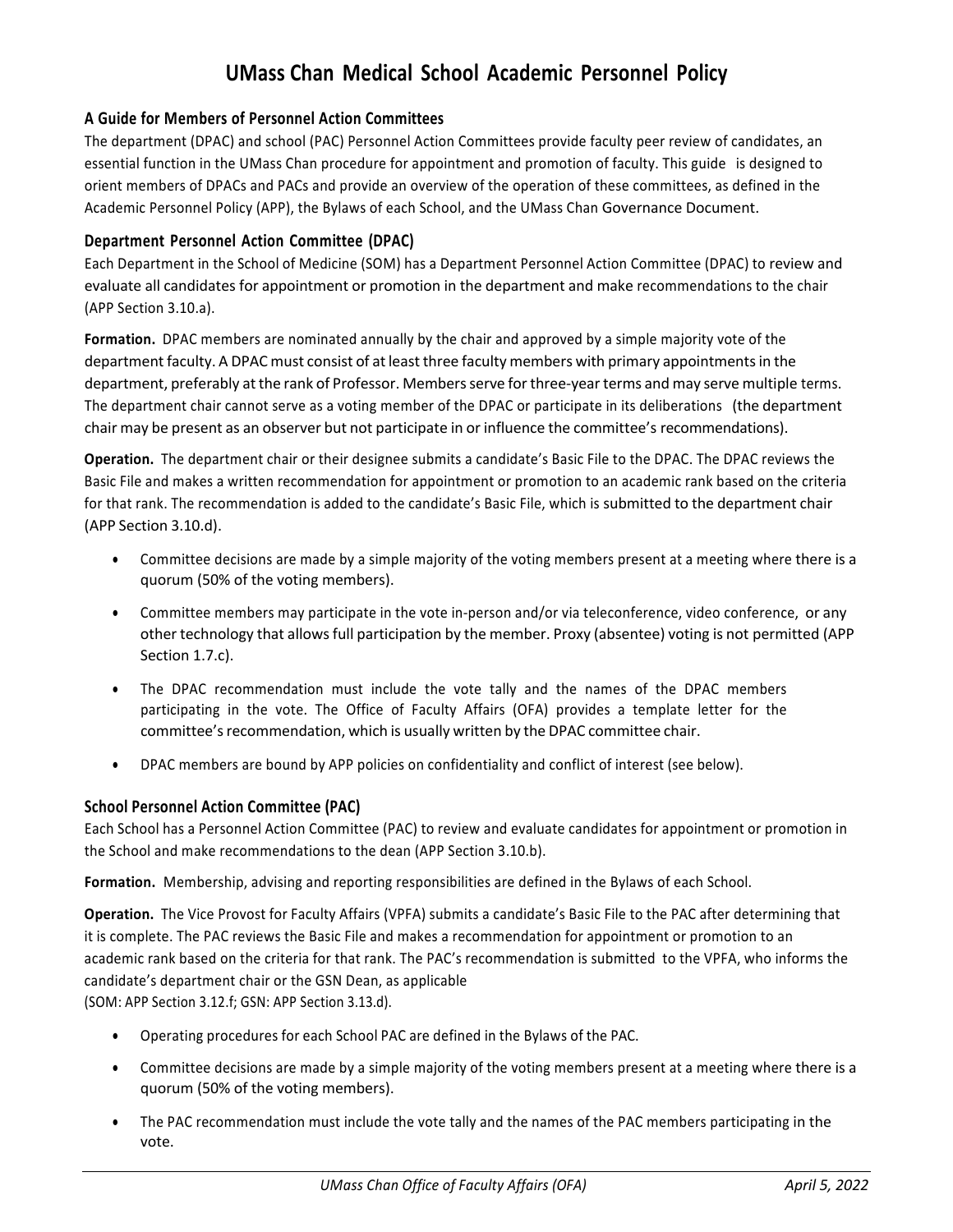# UMass Chan Medical School Academic Personnel Policy

## A Guide for Members of Personnel Action Committees

The department (DPAC) and school (PAC) Personnel Action Committees provide faculty peer review of candidates, an essential function in the UMass Chan procedure for appointment and promotion of faculty. This guide is designed to orient members of DPACs and PACs and provide an overview of the operation of these committees, as defined in the Academic Personnel Policy (APP), the Bylaws of each School, and the UMass Chan Governance Document.

## Department Personnel Action Committee (DPAC)

Each Department in the School of Medicine (SOM) has a Department Personnel Action Committee (DPAC) to review and evaluate all candidates for appointment or promotion in the department and make recommendations to the chair (APP Section 3.10.a).

**Formation.** DPAC members are nominated annually by the chair and approved by a simple majority vote of the department faculty. A DPAC must consist of at least three faculty members with primary appointments in the department, preferably at the rank of Professor. Members serve for three-year terms and may serve multiple terms. The department chair cannot serve as a voting member of the DPAC or participate in its deliberations (the department chair may be present as an observer but not participate in or influence the committee's recommendations).

**Operation.** The department chair or their designee submits a candidate's Basic File to the DPAC. The DPAC reviews the Basic File and makes a written recommendation for appointment or promotion to an academic rank based on the criteria for that rank. The recommendation is added to the candidate's Basic File, which is submitted to the department chair (APP Section 3.10.d).

- Committee decisions are made by a simple majority of the voting members present at a meeting where there is a quorum (50% of the voting members).
- Committee members may participate in the vote in-person and/or via teleconference, video conference, or any other technology that allows full participation by the member. Proxy (absentee) voting is not permitted (APP Section 1.7.c).
- The DPAC recommendation must include the vote tally and the names of the DPAC members participating in the vote. The Office of Faculty Affairs (OFA) provides a template letter for the committee's recommendation, which is usually written by the DPAC committee chair.
- DPAC members are bound by APP policies on confidentiality and conflict of interest (see below).

## School Personnel Action Committee (PAC)

Each School has a Personnel Action Committee (PAC) to review and evaluate candidates for appointment or promotion in the School and make recommendations to the dean (APP Section 3.10.b).

**Formation.** Membership, advising and reporting responsibilities are defined in the Bylaws of each School.

**Operation.** The Vice Provost for Faculty Affairs (VPFA) submits a candidate's Basic File to the PAC after determining that it is complete. The PAC reviews the Basic File and makes a recommendation for appointment or promotion to an academic rank based on the criteria for that rank. The PAC's recommendation is submitted to the VPFA, who informs the candidate's department chair or the GSN Dean, as applicable
(SOM: APP Section 3.12.f; GSN: APP Section 3.13.d).

- Operating procedures for each School PAC are defined in the Bylaws of the PAC.
- Committee decisions are made by a simple majority of the voting members present at a meeting where there is a quorum (50% of the voting members).
- The PAC recommendation must include the vote tally and the names of the PAC members participating in the vote.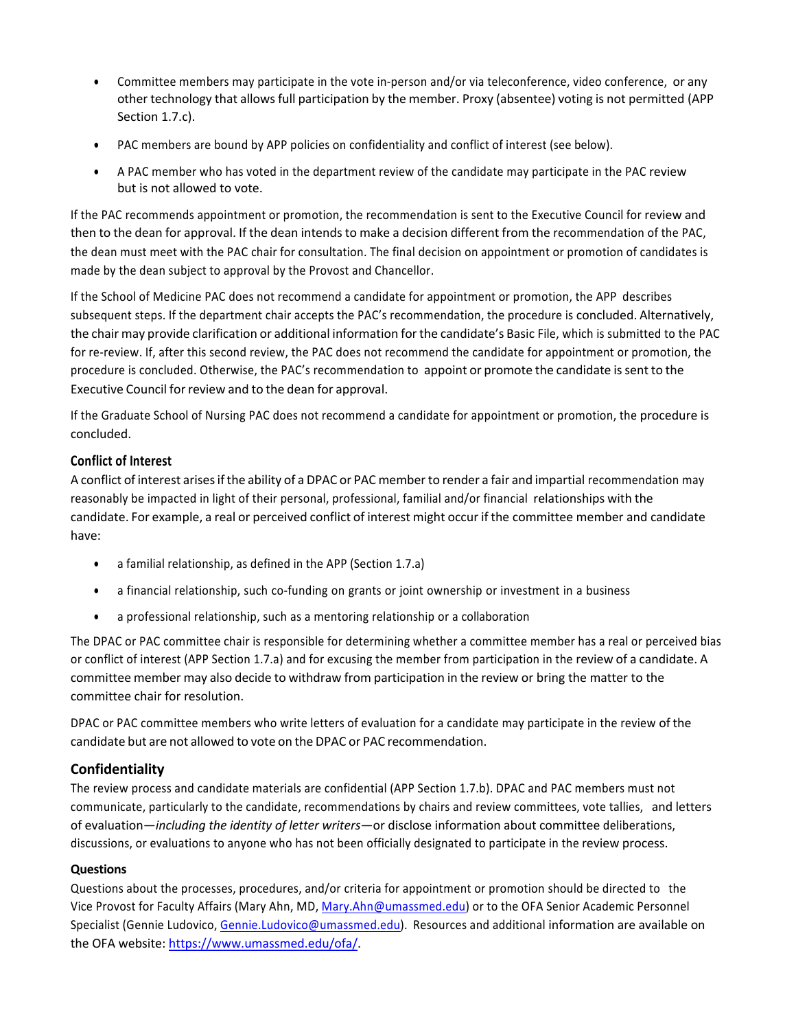- Committee members may participate in the vote in-person and/or via teleconference, video conference, or any other technology that allows full participation by the member. Proxy (absentee) voting is not permitted (APP Section 1.7.c).
- PAC members are bound by APP policies on confidentiality and conflict of interest (see below).
- A PAC member who has voted in the department review of the candidate may participate in the PAC review but is not allowed to vote.

If the PAC recommends appointment or promotion, the recommendation is sent to the Executive Council for review and then to the dean for approval. If the dean intends to make a decision different from the recommendation of the PAC, the dean must meet with the PAC chair for consultation. The final decision on appointment or promotion of candidates is made by the dean subject to approval by the Provost and Chancellor.

If the School of Medicine PAC does not recommend a candidate for appointment or promotion, the APP describes subsequent steps. If the department chair accepts the PAC's recommendation, the procedure is concluded. Alternatively, the chair may provide clarification or additional information for the candidate's Basic File, which is submitted to the PAC for re-review. If, after this second review, the PAC does not recommend the candidate for appointment or promotion, the procedure is concluded. Otherwise, the PAC's recommendation to appoint or promote the candidate is sent to the Executive Council for review and to the dean for approval.

If the Graduate School of Nursing PAC does not recommend a candidate for appointment or promotion, the procedure is concluded.

### Conflict of Interest

A conflict of interest arises if the ability of a DPAC or PAC member to render a fair and impartial recommendation may reasonably be impacted in light of their personal, professional, familial and/or financial relationships with the candidate. For example, a real or perceived conflict of interest might occur if the committee member and candidate have:

- a familial relationship, as defined in the APP (Section 1.7.a)
- a financial relationship, such co-funding on grants or joint ownership or investment in a business
- a professional relationship, such as a mentoring relationship or a collaboration

The DPAC or PAC committee chair is responsible for determining whether a committee member has a real or perceived bias or conflict of interest (APP Section 1.7.a) and for excusing the member from participation in the review of a candidate. A committee member may also decide to withdraw from participation in the review or bring the matter to the committee chair for resolution.

DPAC or PAC committee members who write letters of evaluation for a candidate may participate in the review of the candidate but are not allowed to vote on the DPAC or PAC recommendation.

### Confidentiality

The review process and candidate materials are confidential (APP Section 1.7.b). DPAC and PAC members must not communicate, particularly to the candidate, recommendations by chairs and review committees, vote tallies, and letters of evaluation—*including the identity of letter writers*—or disclose information about committee deliberations, discussions, or evaluations to anyone who has not been officially designated to participate in the review process.

### Questions

Questions about the processes, procedures, and/or criteria for appointment or promotion should be directed to the Vice Provost for Faculty Affairs (Mary Ahn, MD, [Mary.Ahn@umassmed.edu](mailto:Mary.Ahn@umassmed.edu)) or to the OFA Senior Academic Personnel Specialist (Gennie Ludovico, [Gennie.Ludovico@umassmed.edu](mailto:Gennie.Ludovico@umassmed.edu)). Resources and additional information are available on the OFA website: [https://www.umassmed.edu/ofa/](https://www.umassmed.edu/ofa/).